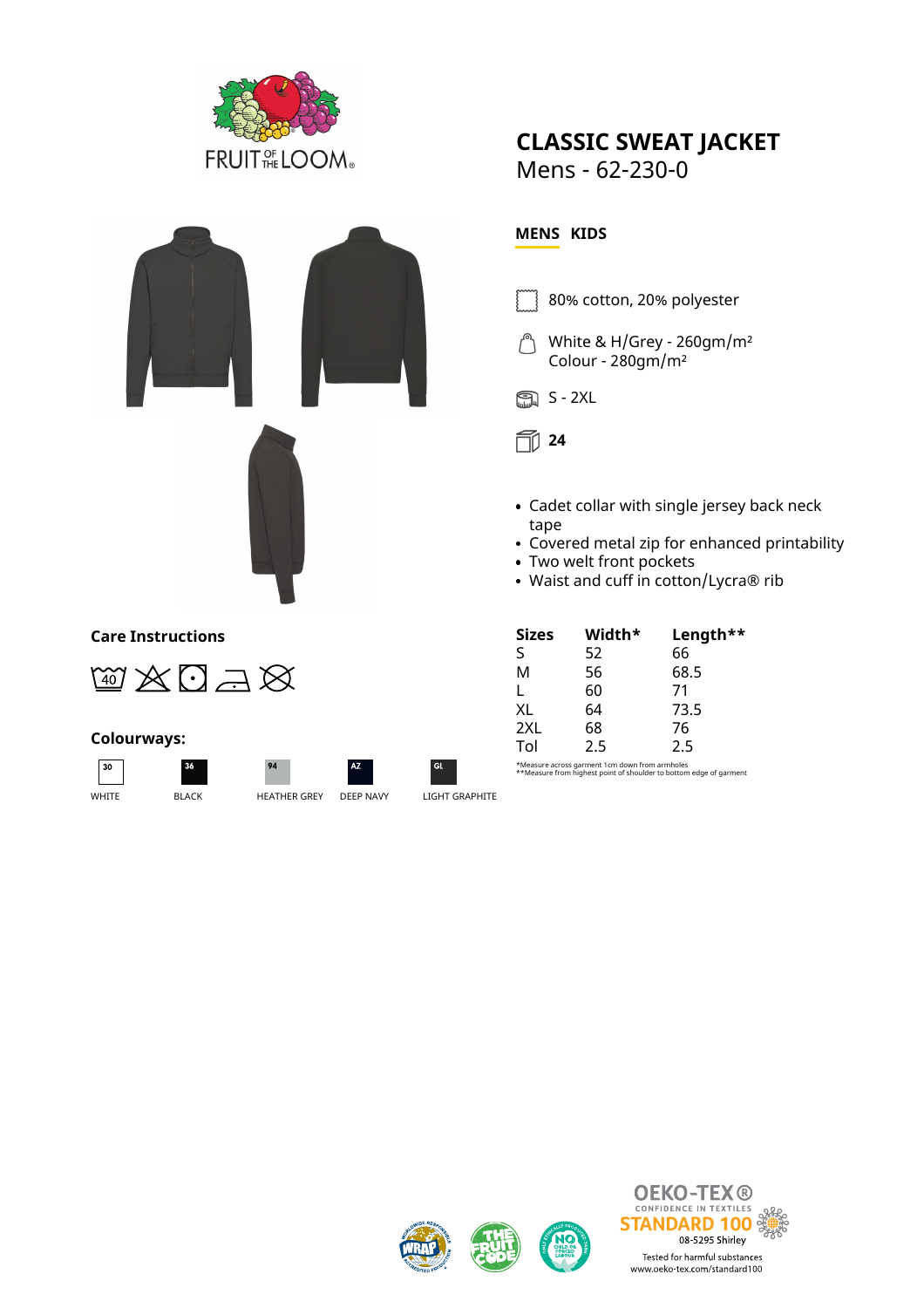# CLASSIC SWEAT JACKET

Mens - 62-230-0

**MENS** **KIDS**

80% cotton, 20% polyester

White & H/Grey - 260gm/m²
Colour - 280gm/m²

S - 2XL

**24**

- Cadet collar with single jersey back neck tape
- Covered metal zip for enhanced printability
- Two welt front pockets
- Waist and cuff in cotton/Lycra® rib

## Care Instructions

| Sizes | Width* | Length** |
|---|---|---|
| S | 52 | 66 |
| M | 56 | 68.5 |
| L | 60 | 71 |
| XL | 64 | 73.5 |
| 2XL | 68 | 76 |
| Tol | 2.5 | 2.5 |

*Measure across garment 1cm down from armholes
**Measure from highest point of shoulder to bottom edge of garment

## Colourways:

| Code | Colour |
|---|---|
| 30 | WHITE |
| 36 | BLACK |
| 94 | HEATHER GREY |
| AZ | DEEP NAVY |
| GL | LIGHT GRAPHITE |

OEKO-TEX®
CONFIDENCE IN TEXTILES
STANDARD 100
08-5295 Shirley
Tested for harmful substances
www.oeko-tex.com/standard100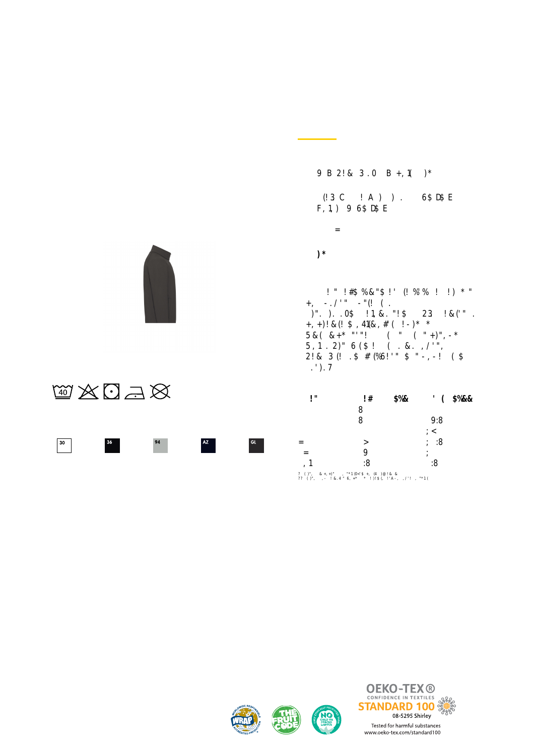40

| 30 | 36 | 94 | AZ | GL |
|---|---|---|---|---|

OEKO-TEX®
CONFIDENCE IN TEXTILES
STANDARD 100
08-5295 Shirley
Tested for harmful substances
www.oeko-tex.com/standard100